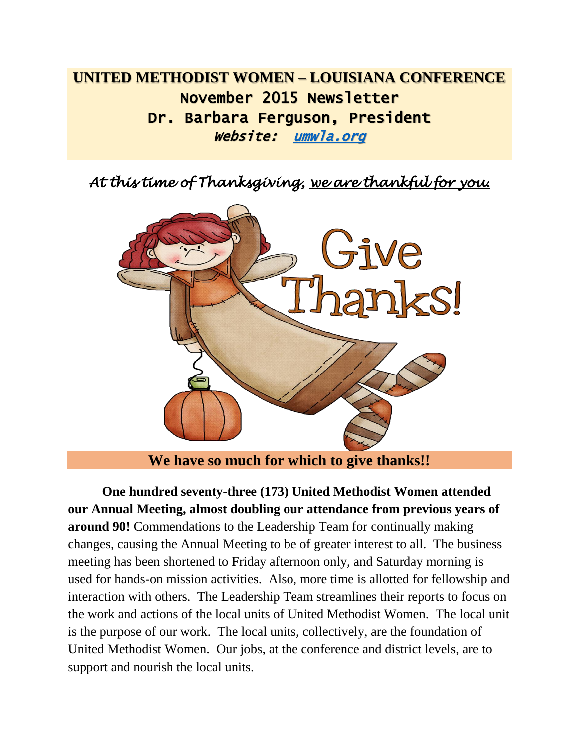# UNITED METHODIST WOMEN – LOUISIANA CONFERENCE

**November 2015 Newsletter**

**Dr. Barbara Ferguson, President**

***Website:*** [umwla.org](umwla.org)

*At this time of Thanksgiving, we are thankful for you.*

**We have so much for which to give thanks!!**

**One hundred seventy-three (173) United Methodist Women attended our Annual Meeting, almost doubling our attendance from previous years of around 90!** Commendations to the Leadership Team for continually making changes, causing the Annual Meeting to be of greater interest to all. The business meeting has been shortened to Friday afternoon only, and Saturday morning is used for hands-on mission activities. Also, more time is allotted for fellowship and interaction with others. The Leadership Team streamlines their reports to focus on the work and actions of the local units of United Methodist Women. The local unit is the purpose of our work. The local units, collectively, are the foundation of United Methodist Women. Our jobs, at the conference and district levels, are to support and nourish the local units.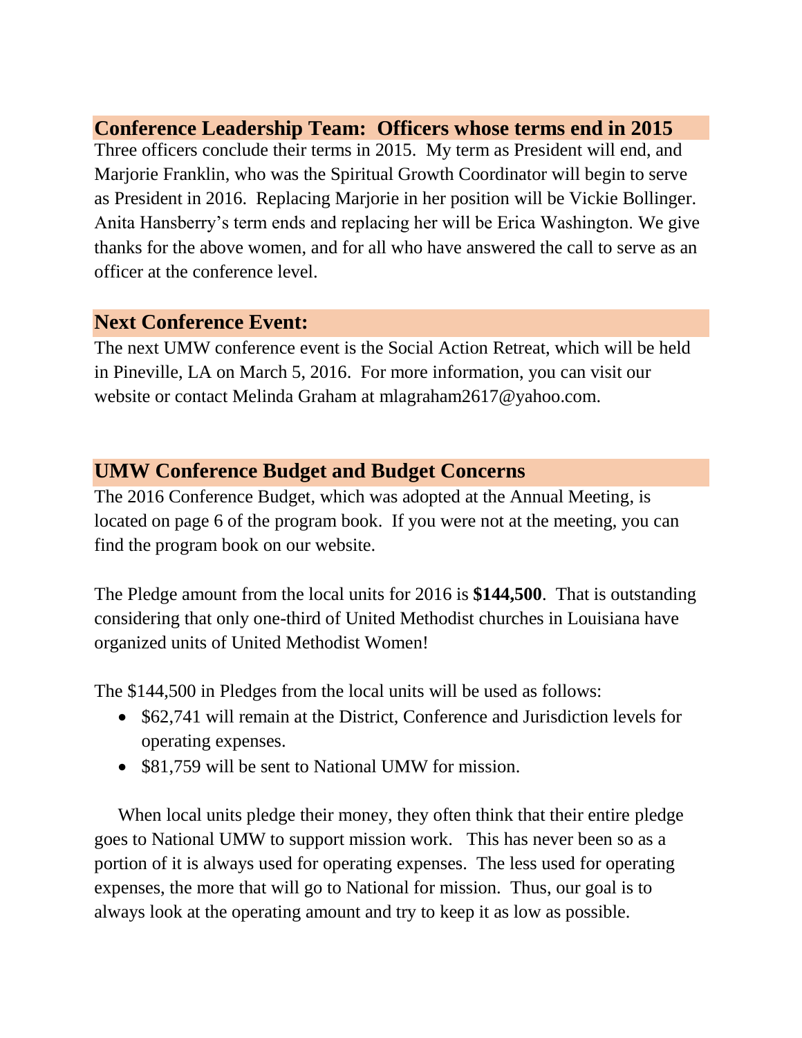## Conference Leadership Team: Officers whose terms end in 2015

Three officers conclude their terms in 2015. My term as President will end, and Marjorie Franklin, who was the Spiritual Growth Coordinator will begin to serve as President in 2016. Replacing Marjorie in her position will be Vickie Bollinger. Anita Hansberry's term ends and replacing her will be Erica Washington. We give thanks for the above women, and for all who have answered the call to serve as an officer at the conference level.

## Next Conference Event:

The next UMW conference event is the Social Action Retreat, which will be held in Pineville, LA on March 5, 2016. For more information, you can visit our website or contact Melinda Graham at mlagraham2617@yahoo.com.

## UMW Conference Budget and Budget Concerns

The 2016 Conference Budget, which was adopted at the Annual Meeting, is located on page 6 of the program book. If you were not at the meeting, you can find the program book on our website.

The Pledge amount from the local units for 2016 is **$144,500**. That is outstanding considering that only one-third of United Methodist churches in Louisiana have organized units of United Methodist Women!

The $144,500 in Pledges from the local units will be used as follows:

- $62,741 will remain at the District, Conference and Jurisdiction levels for operating expenses.
- $81,759 will be sent to National UMW for mission.

When local units pledge their money, they often think that their entire pledge goes to National UMW to support mission work. This has never been so as a portion of it is always used for operating expenses. The less used for operating expenses, the more that will go to National for mission. Thus, our goal is to always look at the operating amount and try to keep it as low as possible.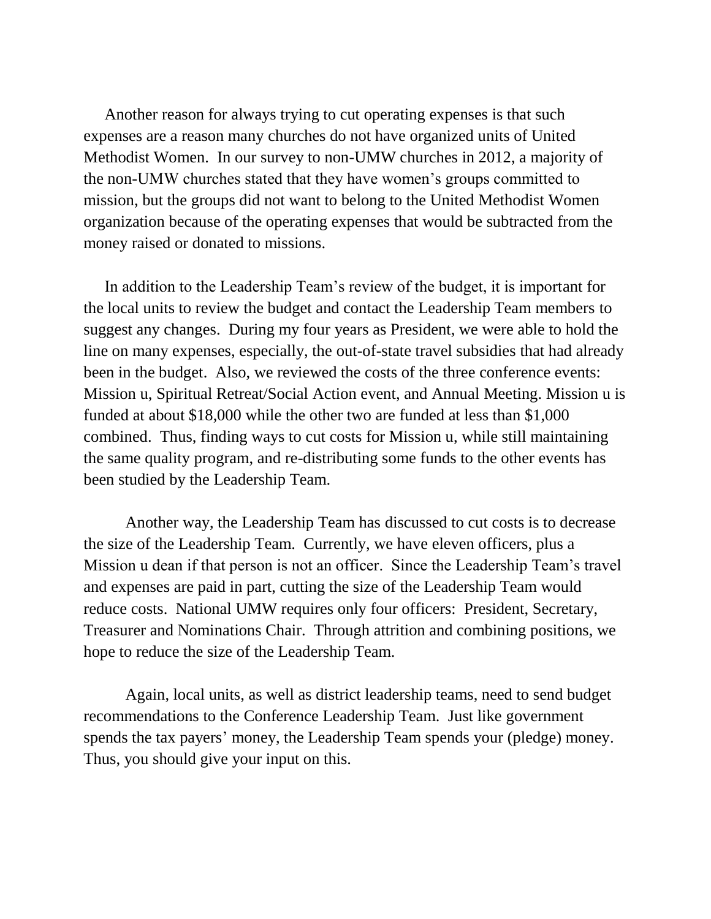Another reason for always trying to cut operating expenses is that such expenses are a reason many churches do not have organized units of United Methodist Women. In our survey to non-UMW churches in 2012, a majority of the non-UMW churches stated that they have women's groups committed to mission, but the groups did not want to belong to the United Methodist Women organization because of the operating expenses that would be subtracted from the money raised or donated to missions.

In addition to the Leadership Team's review of the budget, it is important for the local units to review the budget and contact the Leadership Team members to suggest any changes. During my four years as President, we were able to hold the line on many expenses, especially, the out-of-state travel subsidies that had already been in the budget. Also, we reviewed the costs of the three conference events: Mission u, Spiritual Retreat/Social Action event, and Annual Meeting. Mission u is funded at about $18,000 while the other two are funded at less than $1,000 combined. Thus, finding ways to cut costs for Mission u, while still maintaining the same quality program, and re-distributing some funds to the other events has been studied by the Leadership Team.

Another way, the Leadership Team has discussed to cut costs is to decrease the size of the Leadership Team. Currently, we have eleven officers, plus a Mission u dean if that person is not an officer. Since the Leadership Team's travel and expenses are paid in part, cutting the size of the Leadership Team would reduce costs. National UMW requires only four officers: President, Secretary, Treasurer and Nominations Chair. Through attrition and combining positions, we hope to reduce the size of the Leadership Team.

Again, local units, as well as district leadership teams, need to send budget recommendations to the Conference Leadership Team. Just like government spends the tax payers' money, the Leadership Team spends your (pledge) money. Thus, you should give your input on this.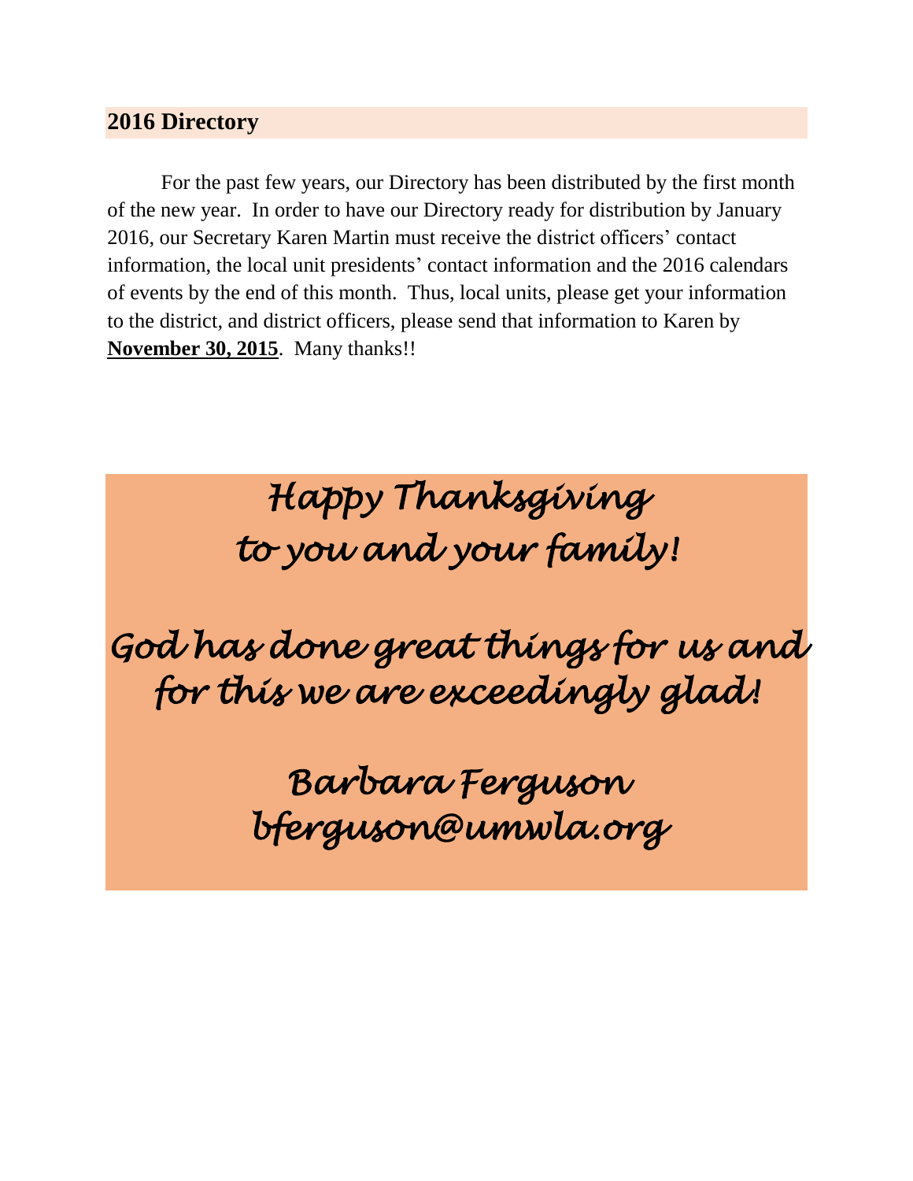## 2016 Directory

For the past few years, our Directory has been distributed by the first month of the new year. In order to have our Directory ready for distribution by January 2016, our Secretary Karen Martin must receive the district officers' contact information, the local unit presidents' contact information and the 2016 calendars of events by the end of this month. Thus, local units, please get your information to the district, and district officers, please send that information to Karen by **November 30, 2015**. Many thanks!!

*Happy Thanksgiving*
*to you and your family!*

*God has done great things for us and for this we are exceedingly glad!*

*Barbara Ferguson*
*bferguson@umwla.org*